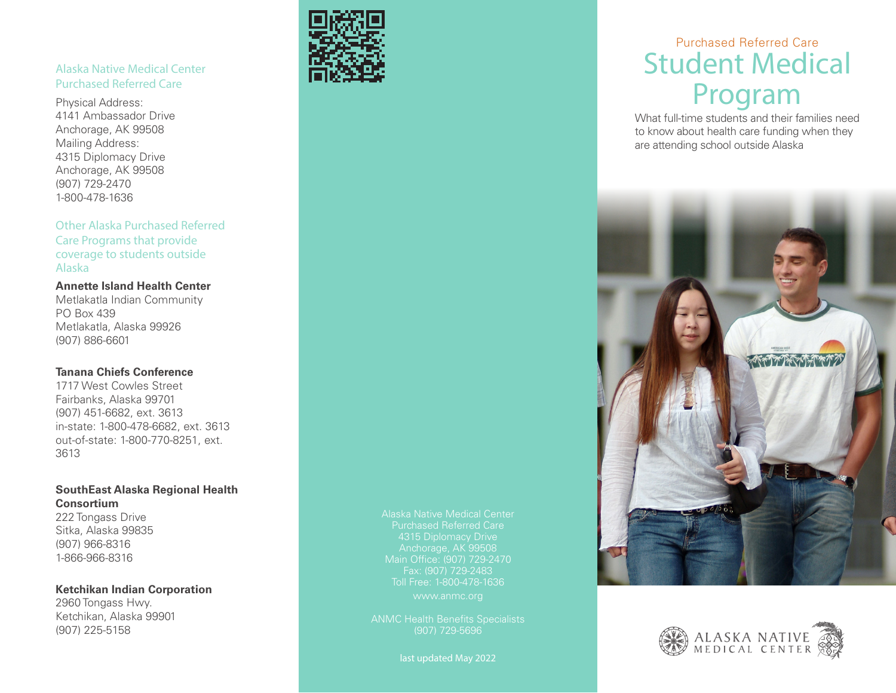# Purchased Referred Care

# Student Medical Program

What full-time students and their families need to know about health care funding when they are attending school outside Alaska

ALASKA NATIVE MEDICAL CENTER

## Alaska Native Medical Center Purchased Referred Care

Physical Address:
4141 Ambassador Drive
Anchorage, AK 99508
Mailing Address:
4315 Diplomacy Drive
Anchorage, AK 99508
(907) 729-2470
1-800-478-1636

## Other Alaska Purchased Referred Care Programs that provide coverage to students outside Alaska

**Annette Island Health Center**
Metlakatla Indian Community
PO Box 439
Metlakatla, Alaska 99926
(907) 886-6601

**Tanana Chiefs Conference**
1717 West Cowles Street
Fairbanks, Alaska 99701
(907) 451-6682, ext. 3613
in-state: 1-800-478-6682, ext. 3613
out-of-state: 1-800-770-8251, ext. 3613

**SouthEast Alaska Regional Health Consortium**
222 Tongass Drive
Sitka, Alaska 99835
(907) 966-8316
1-866-966-8316

**Ketchikan Indian Corporation**
2960 Tongass Hwy.
Ketchikan, Alaska 99901
(907) 225-5158

Alaska Native Medical Center
Purchased Referred Care
4315 Diplomacy Drive
Anchorage, AK 99508
Main Office: (907) 729-2470
Fax: (907) 729-2483
Toll Free: 1-800-478-1636
www.anmc.org

ANMC Health Benefits Specialists
(907) 729-5696

last updated May 2022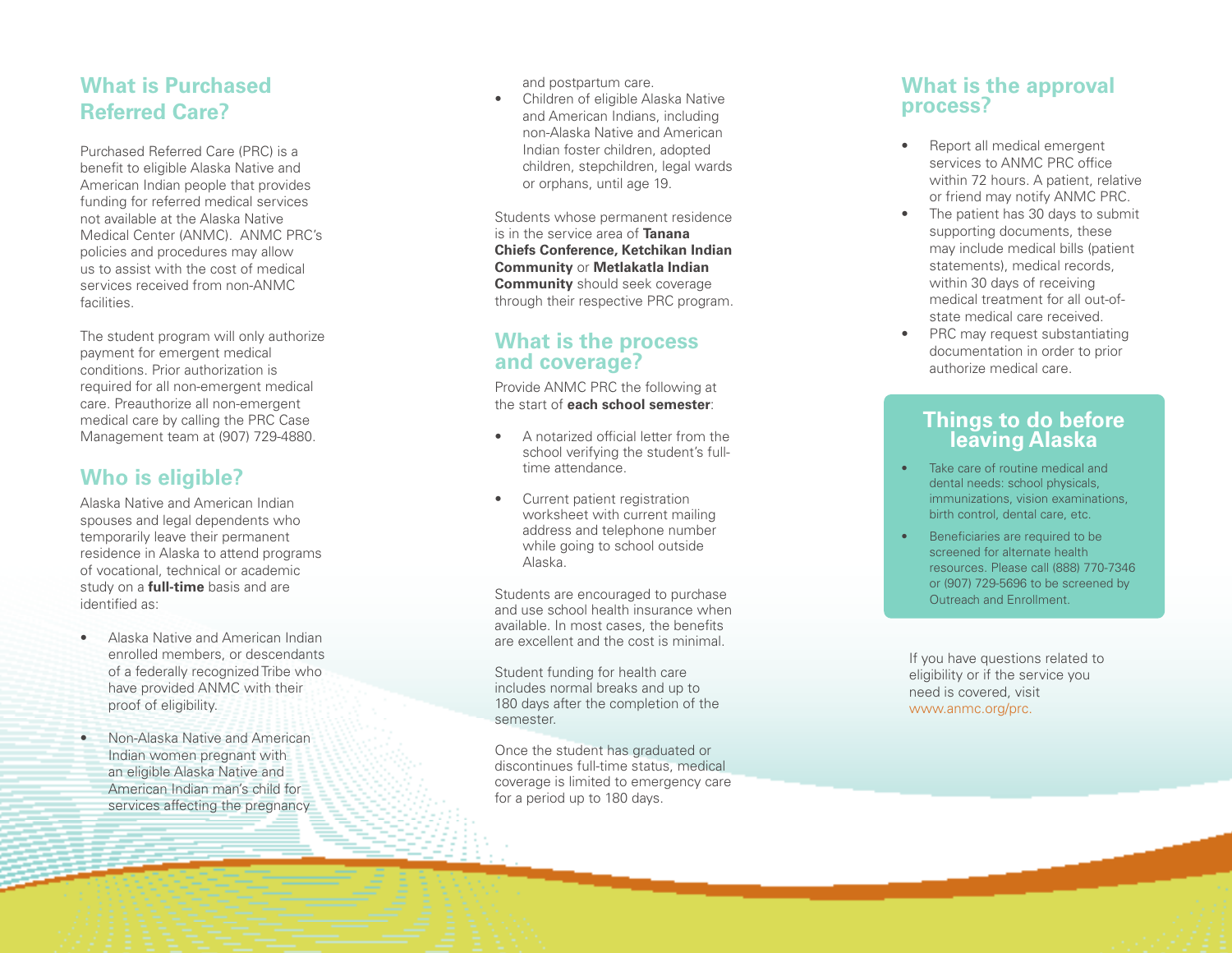## What is Purchased Referred Care?

Purchased Referred Care (PRC) is a benefit to eligible Alaska Native and American Indian people that provides funding for referred medical services not available at the Alaska Native Medical Center (ANMC). ANMC PRC's policies and procedures may allow us to assist with the cost of medical services received from non-ANMC facilities.

The student program will only authorize payment for emergent medical conditions. Prior authorization is required for all non-emergent medical care. Preauthorize all non-emergent medical care by calling the PRC Case Management team at (907) 729-4880.

## Who is eligible?

Alaska Native and American Indian spouses and legal dependents who temporarily leave their permanent residence in Alaska to attend programs of vocational, technical or academic study on a **full-time** basis and are identified as:

- Alaska Native and American Indian enrolled members, or descendants of a federally recognized Tribe who have provided ANMC with their proof of eligibility.
- Non-Alaska Native and American Indian women pregnant with an eligible Alaska Native and American Indian man's child for services affecting the pregnancy and postpartum care.
- Children of eligible Alaska Native and American Indians, including non-Alaska Native and American Indian foster children, adopted children, stepchildren, legal wards or orphans, until age 19.

Students whose permanent residence is in the service area of **Tanana Chiefs Conference, Ketchikan Indian Community** or **Metlakatla Indian Community** should seek coverage through their respective PRC program.

## What is the process and coverage?

Provide ANMC PRC the following at the start of **each school semester**:

- A notarized official letter from the school verifying the student's full-time attendance.
- Current patient registration worksheet with current mailing address and telephone number while going to school outside Alaska.

Students are encouraged to purchase and use school health insurance when available. In most cases, the benefits are excellent and the cost is minimal.

Student funding for health care includes normal breaks and up to 180 days after the completion of the semester.

Once the student has graduated or discontinues full-time status, medical coverage is limited to emergency care for a period up to 180 days.

## What is the approval process?

- Report all medical emergent services to ANMC PRC office within 72 hours. A patient, relative or friend may notify ANMC PRC.
- The patient has 30 days to submit supporting documents, these may include medical bills (patient statements), medical records, within 30 days of receiving medical treatment for all out-of-state medical care received.
- PRC may request substantiating documentation in order to prior authorize medical care.

## Things to do before leaving Alaska

- Take care of routine medical and dental needs: school physicals, immunizations, vision examinations, birth control, dental care, etc.
- Beneficiaries are required to be screened for alternate health resources. Please call (888) 770-7346 or (907) 729-5696 to be screened by Outreach and Enrollment.

If you have questions related to eligibility or if the service you need is covered, visit www.anmc.org/prc.